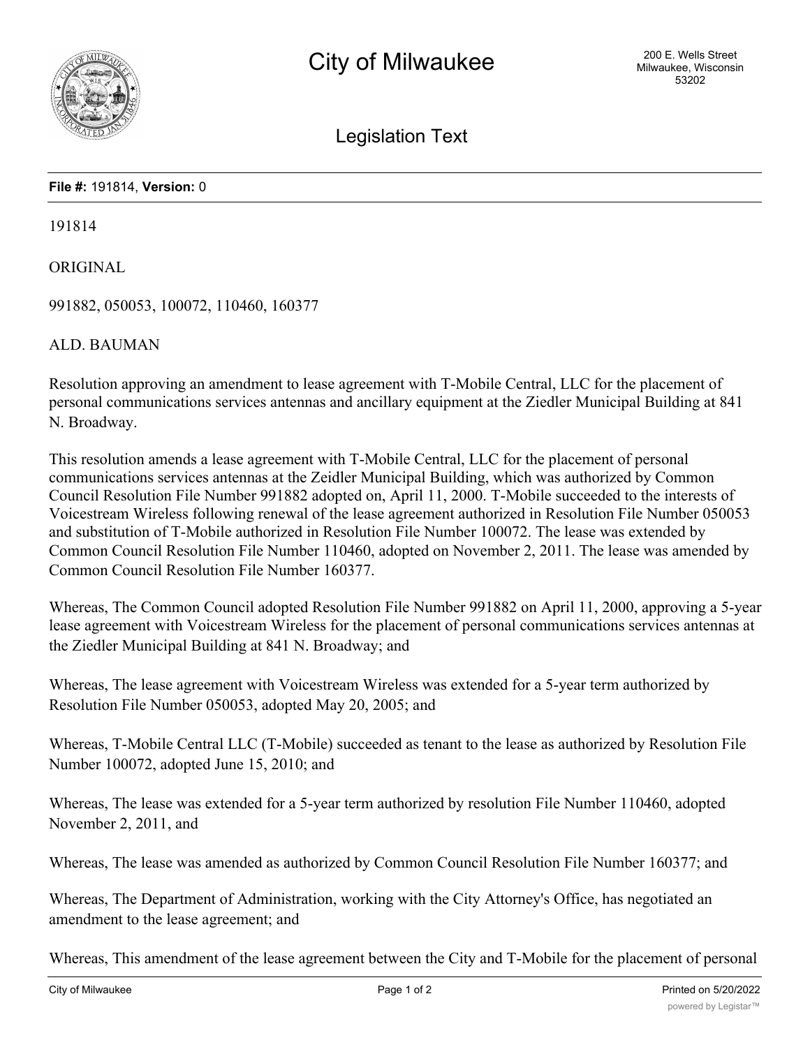# City of Milwaukee

200 E. Wells Street
Milwaukee, Wisconsin
53202

## Legislation Text

**File #:** 191814, **Version:** 0

191814

ORIGINAL

991882, 050053, 100072, 110460, 160377

ALD. BAUMAN

Resolution approving an amendment to lease agreement with T-Mobile Central, LLC for the placement of personal communications services antennas and ancillary equipment at the Ziedler Municipal Building at 841 N. Broadway.

This resolution amends a lease agreement with T-Mobile Central, LLC for the placement of personal communications services antennas at the Zeidler Municipal Building, which was authorized by Common Council Resolution File Number 991882 adopted on, April 11, 2000. T-Mobile succeeded to the interests of Voicestream Wireless following renewal of the lease agreement authorized in Resolution File Number 050053 and substitution of T-Mobile authorized in Resolution File Number 100072. The lease was extended by Common Council Resolution File Number 110460, adopted on November 2, 2011. The lease was amended by Common Council Resolution File Number 160377.

Whereas, The Common Council adopted Resolution File Number 991882 on April 11, 2000, approving a 5-year lease agreement with Voicestream Wireless for the placement of personal communications services antennas at the Ziedler Municipal Building at 841 N. Broadway; and

Whereas, The lease agreement with Voicestream Wireless was extended for a 5-year term authorized by Resolution File Number 050053, adopted May 20, 2005; and

Whereas, T-Mobile Central LLC (T-Mobile) succeeded as tenant to the lease as authorized by Resolution File Number 100072, adopted June 15, 2010; and

Whereas, The lease was extended for a 5-year term authorized by resolution File Number 110460, adopted November 2, 2011, and

Whereas, The lease was amended as authorized by Common Council Resolution File Number 160377; and

Whereas, The Department of Administration, working with the City Attorney's Office, has negotiated an amendment to the lease agreement; and

Whereas, This amendment of the lease agreement between the City and T-Mobile for the placement of personal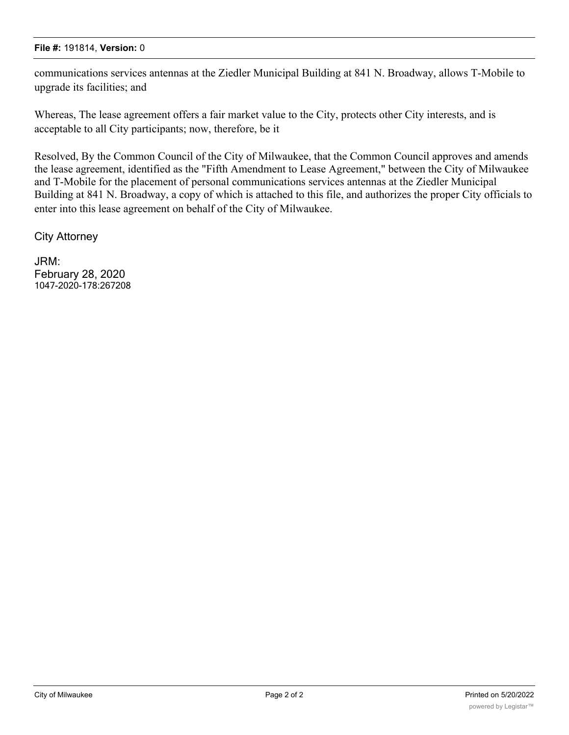communications services antennas at the Ziedler Municipal Building at 841 N. Broadway, allows T-Mobile to upgrade its facilities; and

Whereas, The lease agreement offers a fair market value to the City, protects other City interests, and is acceptable to all City participants; now, therefore, be it

Resolved, By the Common Council of the City of Milwaukee, that the Common Council approves and amends the lease agreement, identified as the "Fifth Amendment to Lease Agreement," between the City of Milwaukee and T-Mobile for the placement of personal communications services antennas at the Ziedler Municipal Building at 841 N. Broadway, a copy of which is attached to this file, and authorizes the proper City officials to enter into this lease agreement on behalf of the City of Milwaukee.

City Attorney

JRM:
February 28, 2020
1047-2020-178:267208